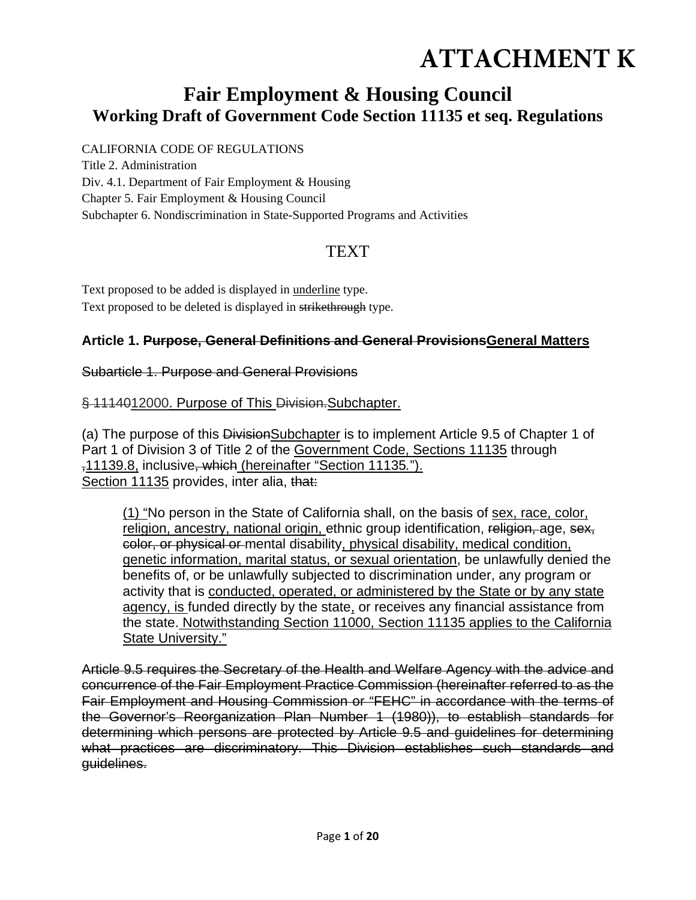# ATTACHMENT K

## Fair Employment & Housing Council
### Working Draft of Government Code Section 11135 et seq. Regulations

CALIFORNIA CODE OF REGULATIONS
Title 2. Administration
Div. 4.1. Department of Fair Employment & Housing
Chapter 5. Fair Employment & Housing Council
Subchapter 6. Nondiscrimination in State-Supported Programs and Activities

## TEXT

Text proposed to be added is displayed in <u>underline</u> type.
Text proposed to be deleted is displayed in ~~strikethrough~~ type.

### Article 1. ~~Purpose, General Definitions and General Provisions~~<u>General Matters</u>

~~Subarticle 1. Purpose and General Provisions~~

~~§ 11140~~<u>12000</u>. Purpose of This ~~Division.~~<u>Subchapter.</u>

(a) The purpose of this ~~Division~~<u>Subchapter</u> is to implement Article 9.5 of Chapter 1 of Part 1 of Division 3 of Title 2 of the <u>Government Code, Sections 11135</u> through ~~,~~<u>11139.8,</u> inclusive~~, which~~ <u>(hereinafter "Section 11135.").</u> <u>Section 11135</u> provides, inter alia, ~~that:~~

> <u>(1) "</u>No person in the State of California shall, on the basis of <u>sex, race, color, religion, ancestry, national origin,</u> ethnic group identification, ~~religion,~~ age, ~~sex, color, or physical or~~ mental disability<u>, physical disability, medical condition, genetic information, marital status, or sexual orientation</u>, be unlawfully denied the benefits of, or be unlawfully subjected to discrimination under, any program or activity that is <u>conducted, operated, or administered by the State or by any state agency, is</u> funded directly by the state<u>,</u> or receives any financial assistance from the state.<u> Notwithstanding Section 11000, Section 11135 applies to the California State University."</u>

~~Article 9.5 requires the Secretary of the Health and Welfare Agency with the advice and concurrence of the Fair Employment Practice Commission (hereinafter referred to as the Fair Employment and Housing Commission or "FEHC" in accordance with the terms of the Governor's Reorganization Plan Number 1 (1980)), to establish standards for determining which persons are protected by Article 9.5 and guidelines for determining what practices are discriminatory. This Division establishes such standards and guidelines.~~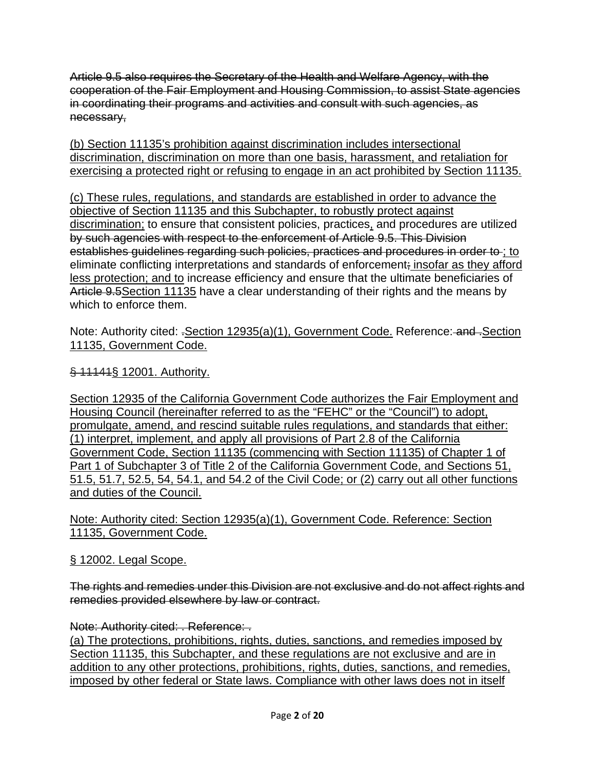~~Article 9.5 also requires the Secretary of the Health and Welfare Agency, with the cooperation of the Fair Employment and Housing Commission, to assist State agencies in coordinating their programs and activities and consult with such agencies, as necessary,~~

<u>(b) Section 11135's prohibition against discrimination includes intersectional discrimination, discrimination on more than one basis, harassment, and retaliation for exercising a protected right or refusing to engage in an act prohibited by Section 11135.</u>

<u>(c) These rules, regulations, and standards are established in order to advance the objective of Section 11135 and this Subchapter, to robustly protect against discrimination;</u> to ensure that consistent policies, practices<u>,</u> and procedures are utilized ~~by such agencies with respect to the enforcement of Article 9.5. This Division establishes guidelines regarding such policies, practices and procedures in order to~~ <u>; to</u> eliminate conflicting interpretations and standards of enforcement~~;~~ <u>insofar as they afford less protection; and to</u> increase efficiency and ensure that the ultimate beneficiaries of ~~Article 9.5~~<u>Section 11135</u> have a clear understanding of their rights and the means by which to enforce them.

Note: Authority cited: ~~.~~<u>Section 12935(a)(1), Government Code.</u> Reference: ~~and .~~<u>Section 11135, Government Code.</u>

~~§ 11141~~<u>§ 12001. Authority.</u>

<u>Section 12935 of the California Government Code authorizes the Fair Employment and Housing Council (hereinafter referred to as the "FEHC" or the "Council") to adopt, promulgate, amend, and rescind suitable rules regulations, and standards that either: (1) interpret, implement, and apply all provisions of Part 2.8 of the California Government Code, Section 11135 (commencing with Section 11135) of Chapter 1 of Part 1 of Subchapter 3 of Title 2 of the California Government Code, and Sections 51, 51.5, 51.7, 52.5, 54, 54.1, and 54.2 of the Civil Code; or (2) carry out all other functions and duties of the Council.</u>

<u>Note: Authority cited: Section 12935(a)(1), Government Code. Reference: Section 11135, Government Code.</u>

<u>§ 12002. Legal Scope.</u>

~~The rights and remedies under this Division are not exclusive and do not affect rights and remedies provided elsewhere by law or contract.~~

~~Note: Authority cited: . Reference: .~~

<u>(a) The protections, prohibitions, rights, duties, sanctions, and remedies imposed by Section 11135, this Subchapter, and these regulations are not exclusive and are in addition to any other protections, prohibitions, rights, duties, sanctions, and remedies, imposed by other federal or State laws. Compliance with other laws does not in itself</u>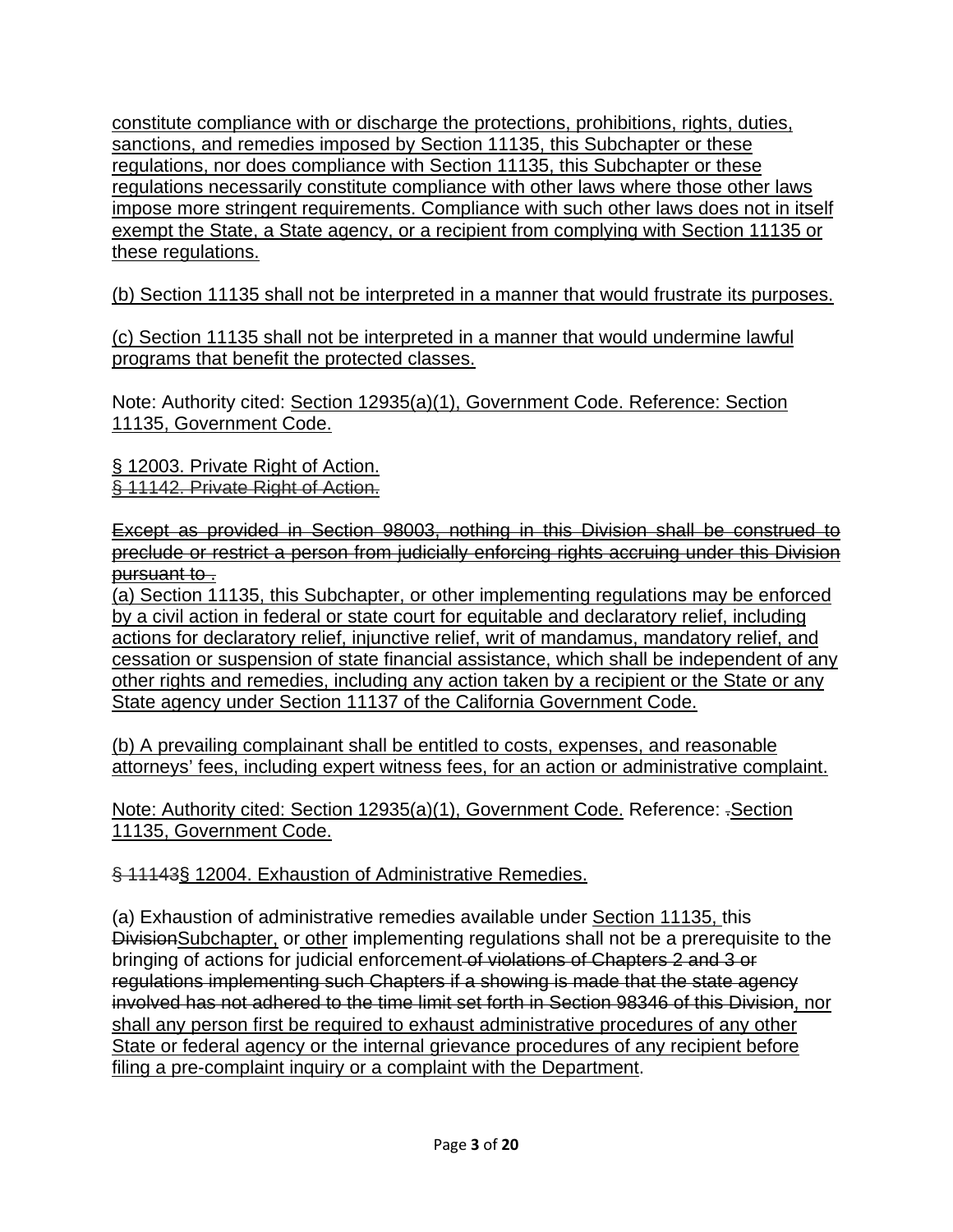constitute compliance with or discharge the protections, prohibitions, rights, duties, sanctions, and remedies imposed by Section 11135, this Subchapter or these regulations, nor does compliance with Section 11135, this Subchapter or these regulations necessarily constitute compliance with other laws where those other laws impose more stringent requirements. Compliance with such other laws does not in itself exempt the State, a State agency, or a recipient from complying with Section 11135 or these regulations.

(b) Section 11135 shall not be interpreted in a manner that would frustrate its purposes.

(c) Section 11135 shall not be interpreted in a manner that would undermine lawful programs that benefit the protected classes.

Note: Authority cited: Section 12935(a)(1), Government Code. Reference: Section 11135, Government Code.

§ 12003. Private Right of Action.
~~§ 11142. Private Right of Action.~~

~~Except as provided in Section 98003, nothing in this Division shall be construed to preclude or restrict a person from judicially enforcing rights accruing under this Division pursuant to .~~
(a) Section 11135, this Subchapter, or other implementing regulations may be enforced by a civil action in federal or state court for equitable and declaratory relief, including actions for declaratory relief, injunctive relief, writ of mandamus, mandatory relief, and cessation or suspension of state financial assistance, which shall be independent of any other rights and remedies, including any action taken by a recipient or the State or any State agency under Section 11137 of the California Government Code.

(b) A prevailing complainant shall be entitled to costs, expenses, and reasonable attorneys' fees, including expert witness fees, for an action or administrative complaint.

Note: Authority cited: Section 12935(a)(1), Government Code. Reference: ~~.~~Section 11135, Government Code.

~~§ 11143~~§ 12004. Exhaustion of Administrative Remedies.

(a) Exhaustion of administrative remedies available under Section 11135, this ~~Division~~Subchapter, or other implementing regulations shall not be a prerequisite to the bringing of actions for judicial enforcement ~~of violations of Chapters 2 and 3 or regulations implementing such Chapters if a showing is made that the state agency involved has not adhered to the time limit set forth in Section 98346 of this Division~~, nor shall any person first be required to exhaust administrative procedures of any other State or federal agency or the internal grievance procedures of any recipient before filing a pre-complaint inquiry or a complaint with the Department.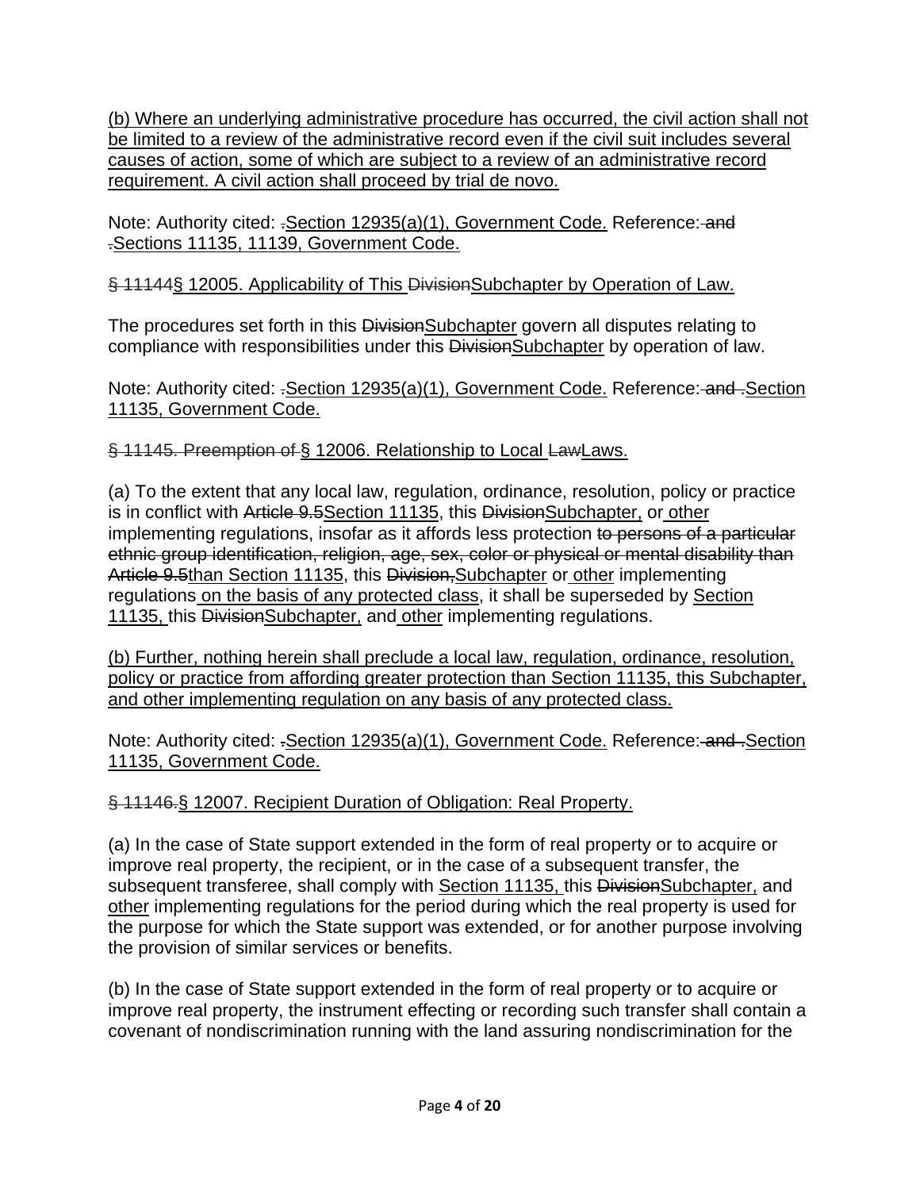<u>(b) Where an underlying administrative procedure has occurred, the civil action shall not be limited to a review of the administrative record even if the civil suit includes several causes of action, some of which are subject to a review of an administrative record requirement. A civil action shall proceed by trial de novo.</u>

Note: Authority cited: ~~.~~<u>Section 12935(a)(1), Government Code.</u> Reference:~~ and~~ ~~.~~<u>Sections 11135, 11139, Government Code.</u>

~~§ 11144~~<u>§ 12005. Applicability of This </u>~~Division~~<u>Subchapter by Operation of Law.</u>

The procedures set forth in this ~~Division~~<u>Subchapter</u> govern all disputes relating to compliance with responsibilities under this ~~Division~~<u>Subchapter</u> by operation of law.

Note: Authority cited: ~~.~~<u>Section 12935(a)(1), Government Code.</u> Reference:~~ and .~~<u>Section 11135, Government Code.</u>

~~§ 11145. Preemption of ~~<u>§ 12006. Relationship to Local </u>~~Law~~<u>Laws.</u>

(a) To the extent that any local law, regulation, ordinance, resolution, policy or practice is in conflict with ~~Article 9.5~~<u>Section 11135</u>, this ~~Division~~<u>Subchapter,</u> or<u> other</u> implementing regulations, insofar as it affords less protection ~~to persons of a particular ethnic group identification, religion, age, sex, color or physical or mental disability than Article 9.5~~<u>than Section 11135</u>, this ~~Division,~~<u>Subchapter</u> or<u> other</u> implementing regulations<u> on the basis of any protected class</u>, it shall be superseded by <u>Section 11135, </u>this ~~Division~~<u>Subchapter,</u> and<u> other</u> implementing regulations.

<u>(b) Further, nothing herein shall preclude a local law, regulation, ordinance, resolution, policy or practice from affording greater protection than Section 11135, this Subchapter, and other implementing regulation on any basis of any protected class.</u>

Note: Authority cited: ~~.~~<u>Section 12935(a)(1), Government Code.</u> Reference:~~ and .~~<u>Section 11135, Government Code.</u>

~~§ 11146.~~<u>§ 12007. Recipient Duration of Obligation: Real Property.</u>

(a) In the case of State support extended in the form of real property or to acquire or improve real property, the recipient, or in the case of a subsequent transfer, the subsequent transferee, shall comply with <u>Section 11135, </u>this ~~Division~~<u>Subchapter,</u> and <u>other</u> implementing regulations for the period during which the real property is used for the purpose for which the State support was extended, or for another purpose involving the provision of similar services or benefits.

(b) In the case of State support extended in the form of real property or to acquire or improve real property, the instrument effecting or recording such transfer shall contain a covenant of nondiscrimination running with the land assuring nondiscrimination for the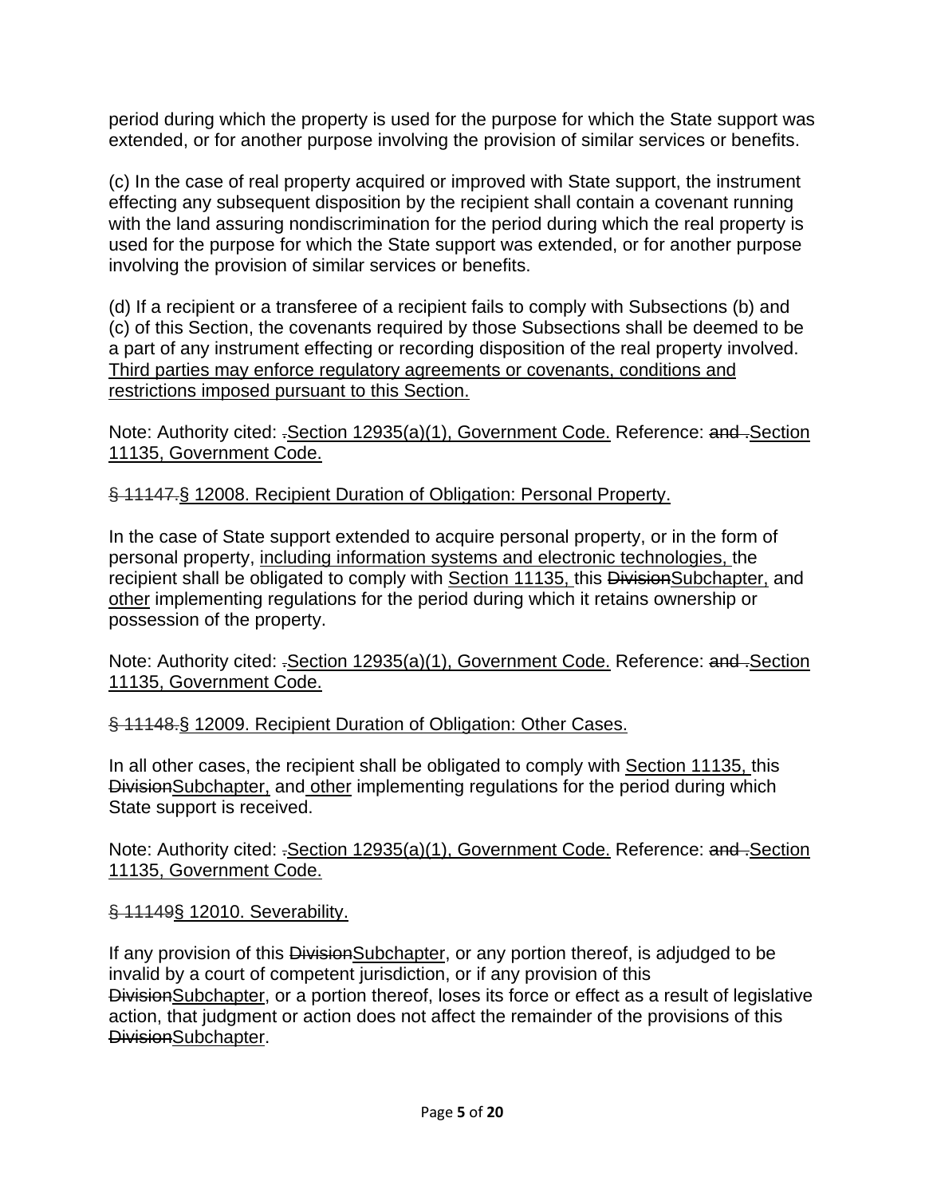period during which the property is used for the purpose for which the State support was extended, or for another purpose involving the provision of similar services or benefits.

(c) In the case of real property acquired or improved with State support, the instrument effecting any subsequent disposition by the recipient shall contain a covenant running with the land assuring nondiscrimination for the period during which the real property is used for the purpose for which the State support was extended, or for another purpose involving the provision of similar services or benefits.

(d) If a recipient or a transferee of a recipient fails to comply with Subsections (b) and (c) of this Section, the covenants required by those Subsections shall be deemed to be a part of any instrument effecting or recording disposition of the real property involved. <u>Third parties may enforce regulatory agreements or covenants, conditions and restrictions imposed pursuant to this Section.</u>

Note: Authority cited: ~~.~~<u>Section 12935(a)(1), Government Code.</u> Reference: ~~and .~~<u>Section 11135, Government Code.</u>

~~§ 11147.~~<u>§ 12008. Recipient Duration of Obligation: Personal Property.</u>

In the case of State support extended to acquire personal property, or in the form of personal property, <u>including information systems and electronic technologies,</u> the recipient shall be obligated to comply with <u>Section 11135,</u> this ~~Division~~<u>Subchapter,</u> and <u>other</u> implementing regulations for the period during which it retains ownership or possession of the property.

Note: Authority cited: ~~.~~<u>Section 12935(a)(1), Government Code.</u> Reference: ~~and .~~<u>Section 11135, Government Code.</u>

~~§ 11148.~~<u>§ 12009. Recipient Duration of Obligation: Other Cases.</u>

In all other cases, the recipient shall be obligated to comply with <u>Section 11135,</u> this ~~Division~~<u>Subchapter,</u> and <u>other</u> implementing regulations for the period during which State support is received.

Note: Authority cited: ~~.~~<u>Section 12935(a)(1), Government Code.</u> Reference: ~~and .~~<u>Section 11135, Government Code.</u>

~~§ 11149~~<u>§ 12010. Severability.</u>

If any provision of this ~~Division~~<u>Subchapter</u>, or any portion thereof, is adjudged to be invalid by a court of competent jurisdiction, or if any provision of this ~~Division~~<u>Subchapter</u>, or a portion thereof, loses its force or effect as a result of legislative action, that judgment or action does not affect the remainder of the provisions of this ~~Division~~<u>Subchapter</u>.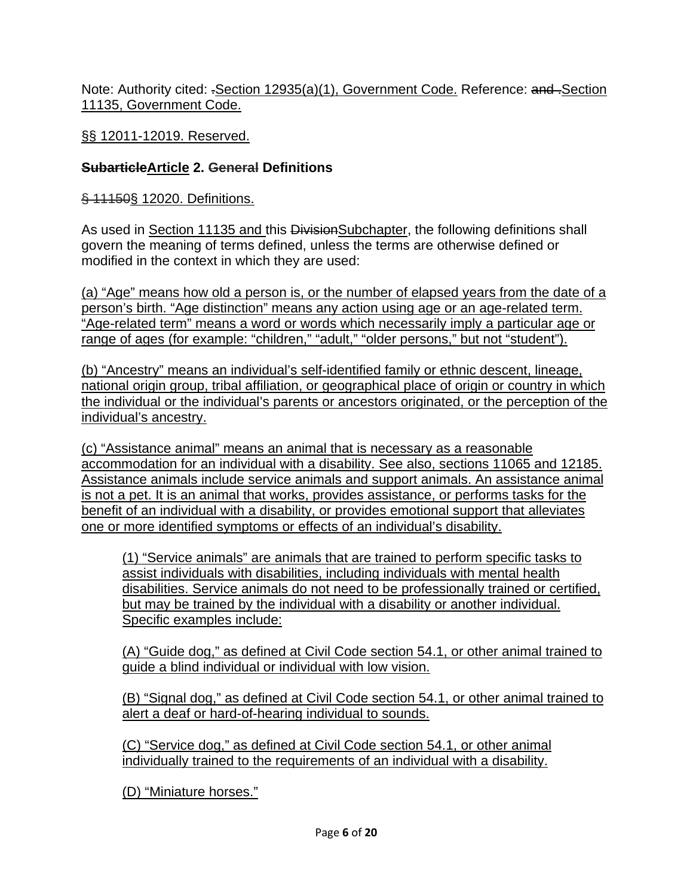Note: Authority cited: .Section 12935(a)(1), Government Code. Reference: and .Section 11135, Government Code.

§§ 12011-12019. Reserved.

**SubarticleArticle 2. General Definitions**

§ 11150§ 12020. Definitions.

As used in Section 11135 and this DivisionSubchapter, the following definitions shall govern the meaning of terms defined, unless the terms are otherwise defined or modified in the context in which they are used:

(a) “Age” means how old a person is, or the number of elapsed years from the date of a person’s birth. “Age distinction” means any action using age or an age-related term. “Age-related term” means a word or words which necessarily imply a particular age or range of ages (for example: “children,” “adult,” “older persons,” but not “student”).

(b) “Ancestry” means an individual’s self-identified family or ethnic descent, lineage, national origin group, tribal affiliation, or geographical place of origin or country in which the individual or the individual’s parents or ancestors originated, or the perception of the individual’s ancestry.

(c) “Assistance animal” means an animal that is necessary as a reasonable accommodation for an individual with a disability. See also, sections 11065 and 12185. Assistance animals include service animals and support animals. An assistance animal is not a pet. It is an animal that works, provides assistance, or performs tasks for the benefit of an individual with a disability, or provides emotional support that alleviates one or more identified symptoms or effects of an individual’s disability.

(1) “Service animals” are animals that are trained to perform specific tasks to assist individuals with disabilities, including individuals with mental health disabilities. Service animals do not need to be professionally trained or certified, but may be trained by the individual with a disability or another individual. Specific examples include:

(A) “Guide dog,” as defined at Civil Code section 54.1, or other animal trained to guide a blind individual or individual with low vision.

(B) “Signal dog,” as defined at Civil Code section 54.1, or other animal trained to alert a deaf or hard-of-hearing individual to sounds.

(C) “Service dog,” as defined at Civil Code section 54.1, or other animal individually trained to the requirements of an individual with a disability.

(D) “Miniature horses.”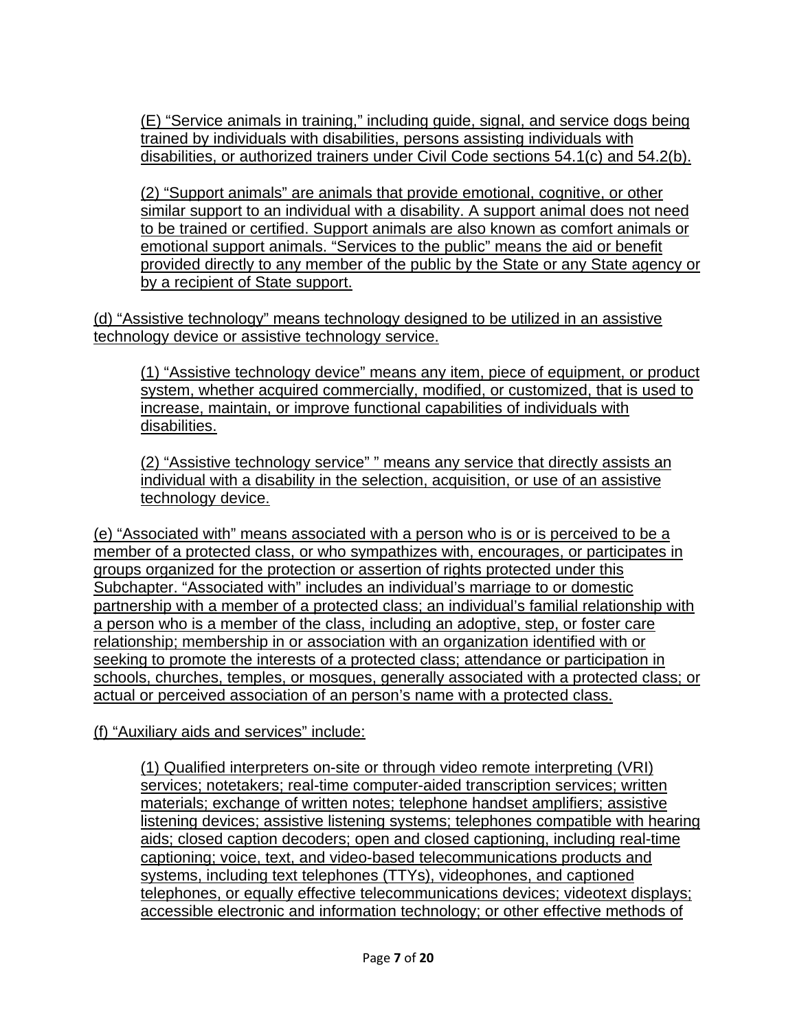(E) “Service animals in training,” including guide, signal, and service dogs being trained by individuals with disabilities, persons assisting individuals with disabilities, or authorized trainers under Civil Code sections 54.1(c) and 54.2(b).

(2) “Support animals” are animals that provide emotional, cognitive, or other similar support to an individual with a disability. A support animal does not need to be trained or certified. Support animals are also known as comfort animals or emotional support animals. “Services to the public” means the aid or benefit provided directly to any member of the public by the State or any State agency or by a recipient of State support.

(d) “Assistive technology” means technology designed to be utilized in an assistive technology device or assistive technology service.

(1) “Assistive technology device” means any item, piece of equipment, or product system, whether acquired commercially, modified, or customized, that is used to increase, maintain, or improve functional capabilities of individuals with disabilities.

(2) “Assistive technology service” ” means any service that directly assists an individual with a disability in the selection, acquisition, or use of an assistive technology device.

(e) “Associated with” means associated with a person who is or is perceived to be a member of a protected class, or who sympathizes with, encourages, or participates in groups organized for the protection or assertion of rights protected under this Subchapter. “Associated with” includes an individual’s marriage to or domestic partnership with a member of a protected class; an individual’s familial relationship with a person who is a member of the class, including an adoptive, step, or foster care relationship; membership in or association with an organization identified with or seeking to promote the interests of a protected class; attendance or participation in schools, churches, temples, or mosques, generally associated with a protected class; or actual or perceived association of an person’s name with a protected class.

(f) “Auxiliary aids and services” include:

(1) Qualified interpreters on-site or through video remote interpreting (VRI) services; notetakers; real-time computer-aided transcription services; written materials; exchange of written notes; telephone handset amplifiers; assistive listening devices; assistive listening systems; telephones compatible with hearing aids; closed caption decoders; open and closed captioning, including real-time captioning; voice, text, and video-based telecommunications products and systems, including text telephones (TTYs), videophones, and captioned telephones, or equally effective telecommunications devices; videotext displays; accessible electronic and information technology; or other effective methods of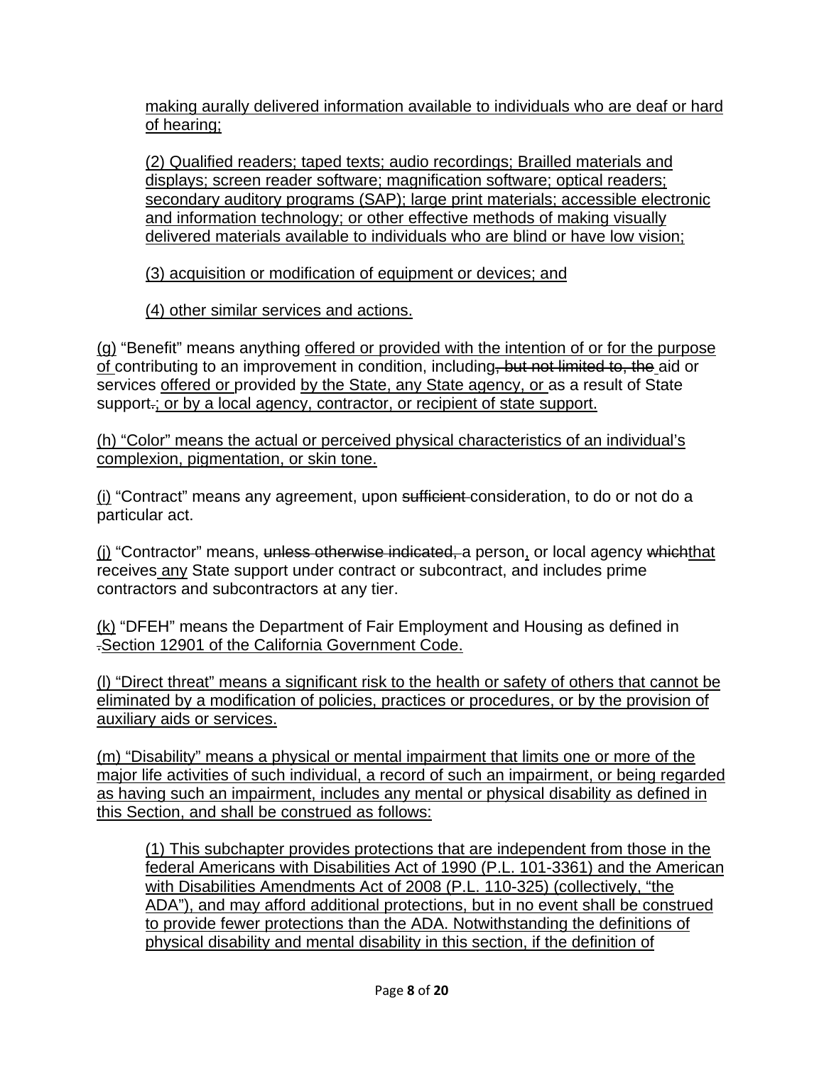making aurally delivered information available to individuals who are deaf or hard of hearing;

(2) Qualified readers; taped texts; audio recordings; Brailled materials and displays; screen reader software; magnification software; optical readers; secondary auditory programs (SAP); large print materials; accessible electronic and information technology; or other effective methods of making visually delivered materials available to individuals who are blind or have low vision;

(3) acquisition or modification of equipment or devices; and

(4) other similar services and actions.

(g) "Benefit" means anything offered or provided with the intention of or for the purpose of contributing to an improvement in condition, including~~, but not limited to, the~~ aid or services offered or provided by the State, any State agency, or as a result of State support~~.~~; or by a local agency, contractor, or recipient of state support.

(h) "Color" means the actual or perceived physical characteristics of an individual's complexion, pigmentation, or skin tone.

(i) "Contract" means any agreement, upon ~~sufficient~~ consideration, to do or not do a particular act.

(j) "Contractor" means, ~~unless otherwise indicated,~~ a person, or local agency ~~which~~that receives any State support under contract or subcontract, and includes prime contractors and subcontractors at any tier.

(k) "DFEH" means the Department of Fair Employment and Housing as defined in ~~.~~Section 12901 of the California Government Code.

(l) "Direct threat" means a significant risk to the health or safety of others that cannot be eliminated by a modification of policies, practices or procedures, or by the provision of auxiliary aids or services.

(m) "Disability" means a physical or mental impairment that limits one or more of the major life activities of such individual, a record of such an impairment, or being regarded as having such an impairment, includes any mental or physical disability as defined in this Section, and shall be construed as follows:

(1) This subchapter provides protections that are independent from those in the federal Americans with Disabilities Act of 1990 (P.L. 101-3361) and the American with Disabilities Amendments Act of 2008 (P.L. 110-325) (collectively, "the ADA"), and may afford additional protections, but in no event shall be construed to provide fewer protections than the ADA. Notwithstanding the definitions of physical disability and mental disability in this section, if the definition of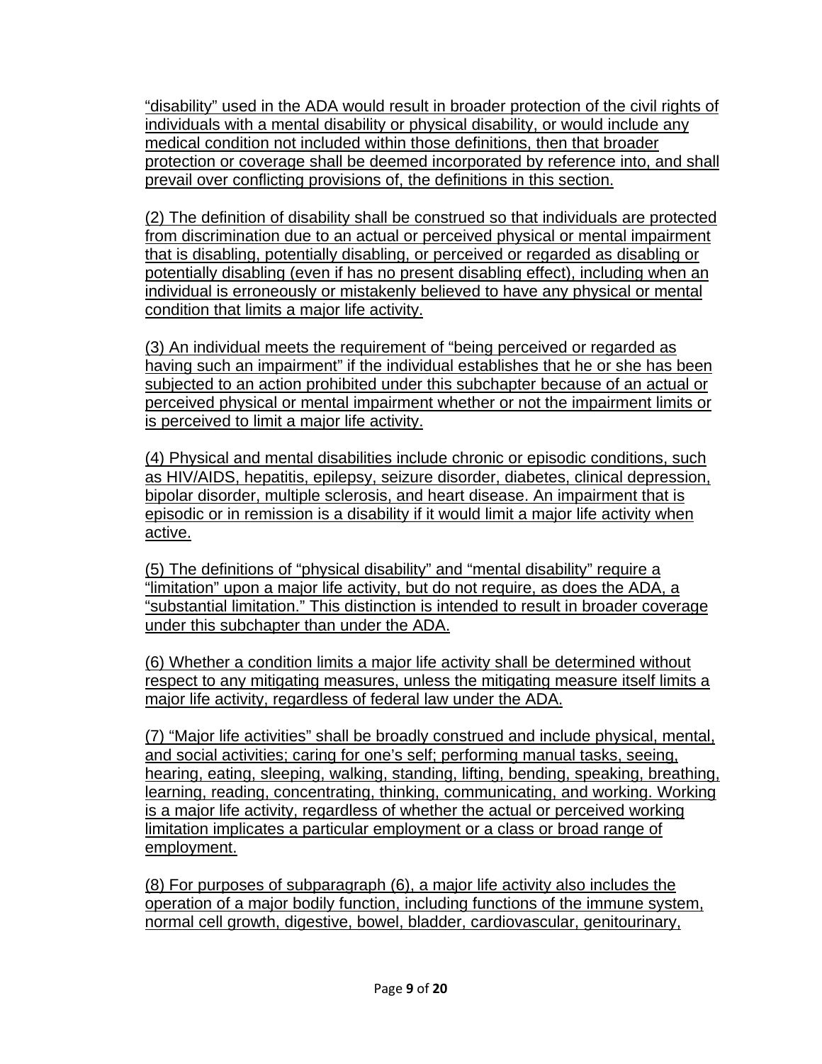"disability" used in the ADA would result in broader protection of the civil rights of individuals with a mental disability or physical disability, or would include any medical condition not included within those definitions, then that broader protection or coverage shall be deemed incorporated by reference into, and shall prevail over conflicting provisions of, the definitions in this section.

(2) The definition of disability shall be construed so that individuals are protected from discrimination due to an actual or perceived physical or mental impairment that is disabling, potentially disabling, or perceived or regarded as disabling or potentially disabling (even if has no present disabling effect), including when an individual is erroneously or mistakenly believed to have any physical or mental condition that limits a major life activity.

(3) An individual meets the requirement of "being perceived or regarded as having such an impairment" if the individual establishes that he or she has been subjected to an action prohibited under this subchapter because of an actual or perceived physical or mental impairment whether or not the impairment limits or is perceived to limit a major life activity.

(4) Physical and mental disabilities include chronic or episodic conditions, such as HIV/AIDS, hepatitis, epilepsy, seizure disorder, diabetes, clinical depression, bipolar disorder, multiple sclerosis, and heart disease. An impairment that is episodic or in remission is a disability if it would limit a major life activity when active.

(5) The definitions of "physical disability" and "mental disability" require a "limitation" upon a major life activity, but do not require, as does the ADA, a "substantial limitation." This distinction is intended to result in broader coverage under this subchapter than under the ADA.

(6) Whether a condition limits a major life activity shall be determined without respect to any mitigating measures, unless the mitigating measure itself limits a major life activity, regardless of federal law under the ADA.

(7) "Major life activities" shall be broadly construed and include physical, mental, and social activities; caring for one's self; performing manual tasks, seeing, hearing, eating, sleeping, walking, standing, lifting, bending, speaking, breathing, learning, reading, concentrating, thinking, communicating, and working. Working is a major life activity, regardless of whether the actual or perceived working limitation implicates a particular employment or a class or broad range of employment.

(8) For purposes of subparagraph (6), a major life activity also includes the operation of a major bodily function, including functions of the immune system, normal cell growth, digestive, bowel, bladder, cardiovascular, genitourinary,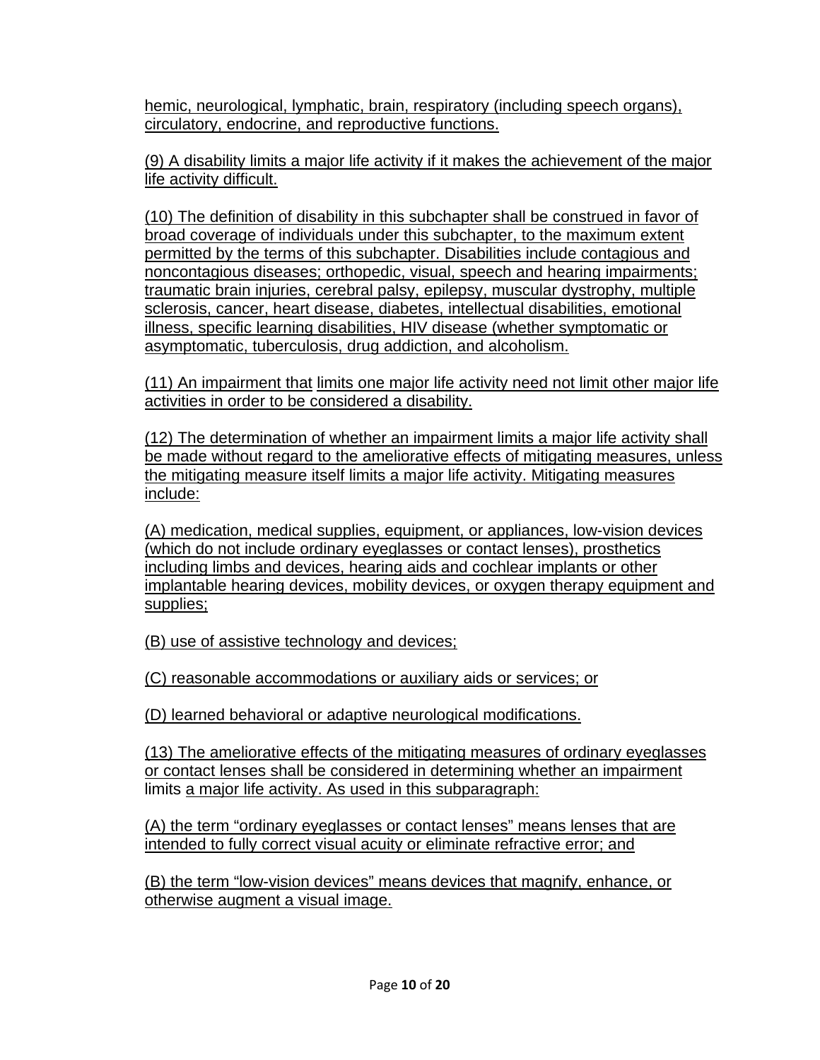hemic, neurological, lymphatic, brain, respiratory (including speech organs), circulatory, endocrine, and reproductive functions.

(9) A disability limits a major life activity if it makes the achievement of the major life activity difficult.

(10) The definition of disability in this subchapter shall be construed in favor of broad coverage of individuals under this subchapter, to the maximum extent permitted by the terms of this subchapter. Disabilities include contagious and noncontagious diseases; orthopedic, visual, speech and hearing impairments; traumatic brain injuries, cerebral palsy, epilepsy, muscular dystrophy, multiple sclerosis, cancer, heart disease, diabetes, intellectual disabilities, emotional illness, specific learning disabilities, HIV disease (whether symptomatic or asymptomatic, tuberculosis, drug addiction, and alcoholism.

(11) An impairment that limits one major life activity need not limit other major life activities in order to be considered a disability.

(12) The determination of whether an impairment limits a major life activity shall be made without regard to the ameliorative effects of mitigating measures, unless the mitigating measure itself limits a major life activity. Mitigating measures include:

(A) medication, medical supplies, equipment, or appliances, low-vision devices (which do not include ordinary eyeglasses or contact lenses), prosthetics including limbs and devices, hearing aids and cochlear implants or other implantable hearing devices, mobility devices, or oxygen therapy equipment and supplies;

(B) use of assistive technology and devices;

(C) reasonable accommodations or auxiliary aids or services; or

(D) learned behavioral or adaptive neurological modifications.

(13) The ameliorative effects of the mitigating measures of ordinary eyeglasses or contact lenses shall be considered in determining whether an impairment limits a major life activity. As used in this subparagraph:

(A) the term "ordinary eyeglasses or contact lenses" means lenses that are intended to fully correct visual acuity or eliminate refractive error; and

(B) the term "low-vision devices" means devices that magnify, enhance, or otherwise augment a visual image.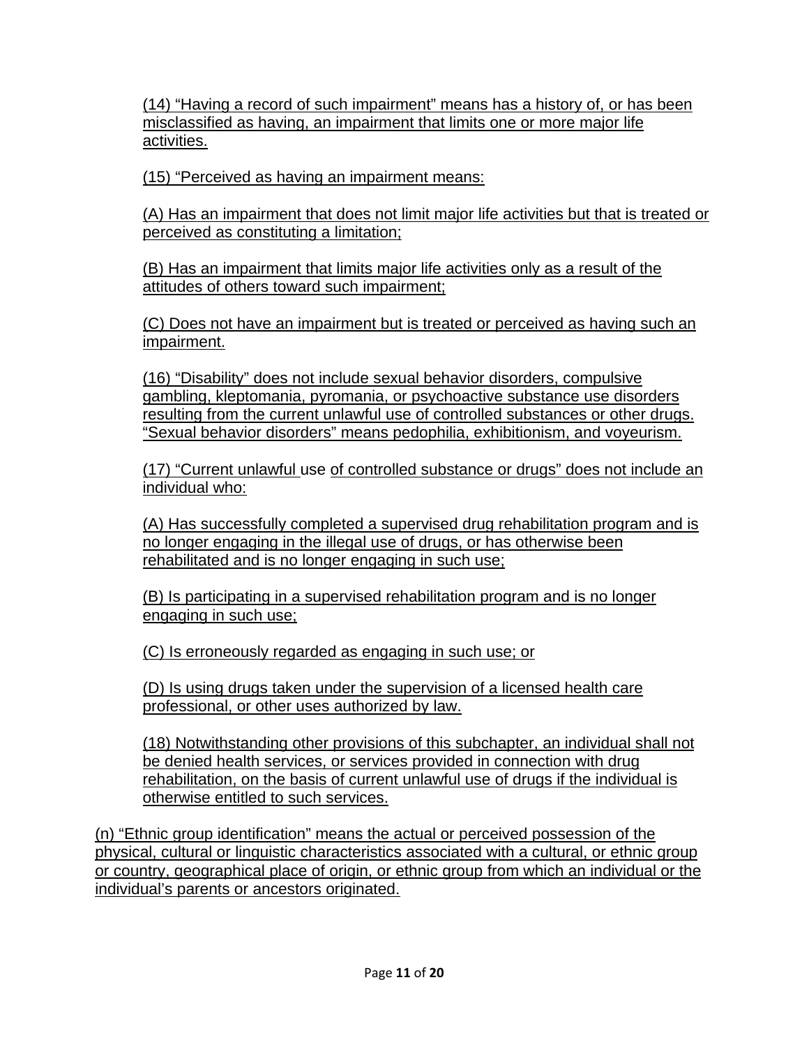(14) “Having a record of such impairment” means has a history of, or has been misclassified as having, an impairment that limits one or more major life activities.

(15) “Perceived as having an impairment means:

(A) Has an impairment that does not limit major life activities but that is treated or perceived as constituting a limitation;

(B) Has an impairment that limits major life activities only as a result of the attitudes of others toward such impairment;

(C) Does not have an impairment but is treated or perceived as having such an impairment.

(16) “Disability” does not include sexual behavior disorders, compulsive gambling, kleptomania, pyromania, or psychoactive substance use disorders resulting from the current unlawful use of controlled substances or other drugs. “Sexual behavior disorders” means pedophilia, exhibitionism, and voyeurism.

(17) “Current unlawful use of controlled substance or drugs” does not include an individual who:

(A) Has successfully completed a supervised drug rehabilitation program and is no longer engaging in the illegal use of drugs, or has otherwise been rehabilitated and is no longer engaging in such use;

(B) Is participating in a supervised rehabilitation program and is no longer engaging in such use;

(C) Is erroneously regarded as engaging in such use; or

(D) Is using drugs taken under the supervision of a licensed health care professional, or other uses authorized by law.

(18) Notwithstanding other provisions of this subchapter, an individual shall not be denied health services, or services provided in connection with drug rehabilitation, on the basis of current unlawful use of drugs if the individual is otherwise entitled to such services.

(n) “Ethnic group identification” means the actual or perceived possession of the physical, cultural or linguistic characteristics associated with a cultural, or ethnic group or country, geographical place of origin, or ethnic group from which an individual or the individual’s parents or ancestors originated.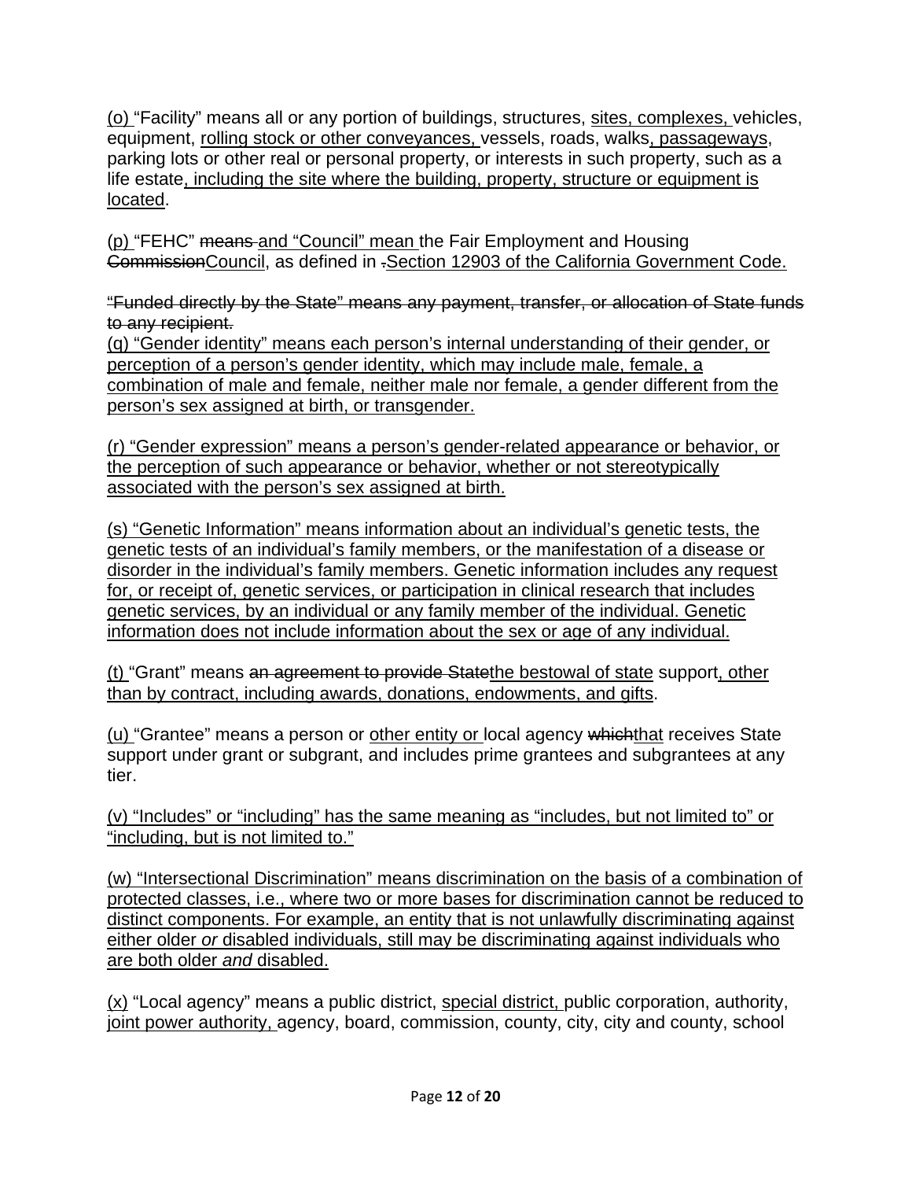(o) "Facility" means all or any portion of buildings, structures, sites, complexes, vehicles, equipment, rolling stock or other conveyances, vessels, roads, walks, passageways, parking lots or other real or personal property, or interests in such property, such as a life estate, including the site where the building, property, structure or equipment is located.

(p) "FEHC" ~~means~~ and "Council" mean the Fair Employment and Housing ~~Commission~~Council, as defined in ~~.~~Section 12903 of the California Government Code.

~~"Funded directly by the State" means any payment, transfer, or allocation of State funds to any recipient.~~

(q) "Gender identity" means each person's internal understanding of their gender, or perception of a person's gender identity, which may include male, female, a combination of male and female, neither male nor female, a gender different from the person's sex assigned at birth, or transgender.

(r) "Gender expression" means a person's gender-related appearance or behavior, or the perception of such appearance or behavior, whether or not stereotypically associated with the person's sex assigned at birth.

(s) "Genetic Information" means information about an individual's genetic tests, the genetic tests of an individual's family members, or the manifestation of a disease or disorder in the individual's family members. Genetic information includes any request for, or receipt of, genetic services, or participation in clinical research that includes genetic services, by an individual or any family member of the individual. Genetic information does not include information about the sex or age of any individual.

(t) "Grant" means ~~an agreement to provide State~~the bestowal of state support, other than by contract, including awards, donations, endowments, and gifts.

(u) "Grantee" means a person or other entity or local agency ~~which~~that receives State support under grant or subgrant, and includes prime grantees and subgrantees at any tier.

(v) "Includes" or "including" has the same meaning as "includes, but not limited to" or "including, but is not limited to."

(w) "Intersectional Discrimination" means discrimination on the basis of a combination of protected classes, i.e., where two or more bases for discrimination cannot be reduced to distinct components. For example, an entity that is not unlawfully discriminating against either older *or* disabled individuals, still may be discriminating against individuals who are both older *and* disabled.

(x) "Local agency" means a public district, special district, public corporation, authority, joint power authority, agency, board, commission, county, city, city and county, school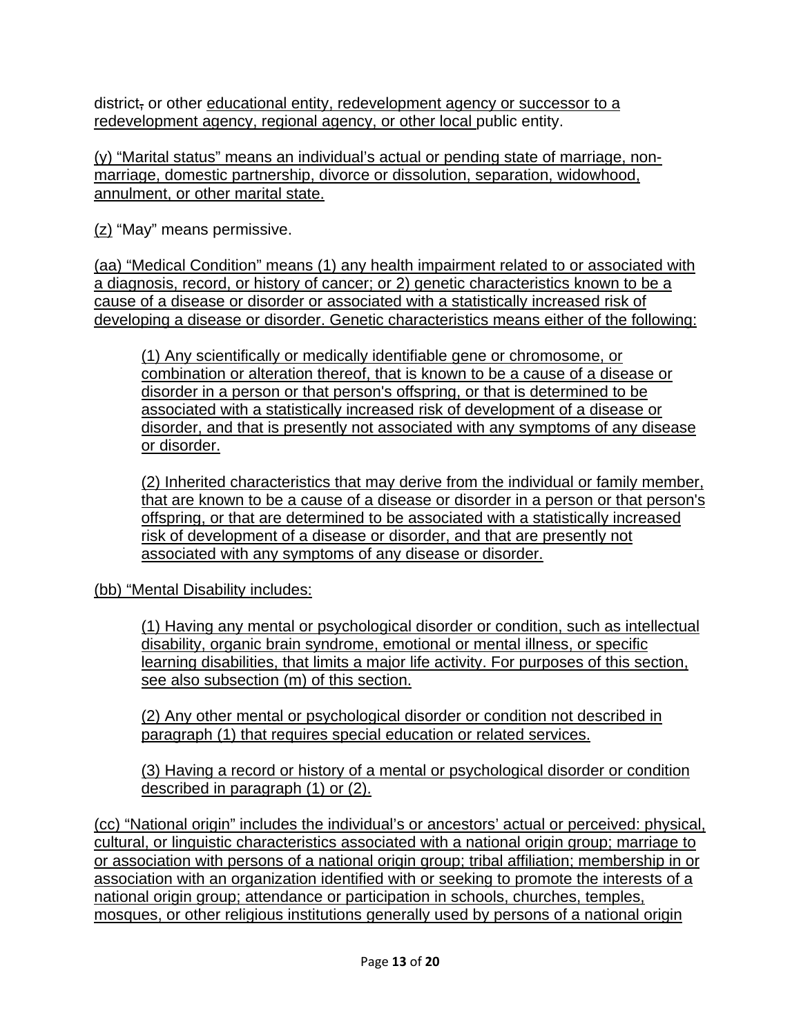district, or other educational entity, redevelopment agency or successor to a redevelopment agency, regional agency, or other local public entity.

(y) “Marital status” means an individual’s actual or pending state of marriage, non-marriage, domestic partnership, divorce or dissolution, separation, widowhood, annulment, or other marital state.

(z) “May” means permissive.

(aa) “Medical Condition” means (1) any health impairment related to or associated with a diagnosis, record, or history of cancer; or 2) genetic characteristics known to be a cause of a disease or disorder or associated with a statistically increased risk of developing a disease or disorder. Genetic characteristics means either of the following:

> (1) Any scientifically or medically identifiable gene or chromosome, or combination or alteration thereof, that is known to be a cause of a disease or disorder in a person or that person's offspring, or that is determined to be associated with a statistically increased risk of development of a disease or disorder, and that is presently not associated with any symptoms of any disease or disorder.
>
> (2) Inherited characteristics that may derive from the individual or family member, that are known to be a cause of a disease or disorder in a person or that person's offspring, or that are determined to be associated with a statistically increased risk of development of a disease or disorder, and that are presently not associated with any symptoms of any disease or disorder.

(bb) “Mental Disability includes:

> (1) Having any mental or psychological disorder or condition, such as intellectual disability, organic brain syndrome, emotional or mental illness, or specific learning disabilities, that limits a major life activity. For purposes of this section, see also subsection (m) of this section.
>
> (2) Any other mental or psychological disorder or condition not described in paragraph (1) that requires special education or related services.
>
> (3) Having a record or history of a mental or psychological disorder or condition described in paragraph (1) or (2).

(cc) “National origin” includes the individual’s or ancestors’ actual or perceived: physical, cultural, or linguistic characteristics associated with a national origin group; marriage to or association with persons of a national origin group; tribal affiliation; membership in or association with an organization identified with or seeking to promote the interests of a national origin group; attendance or participation in schools, churches, temples, mosques, or other religious institutions generally used by persons of a national origin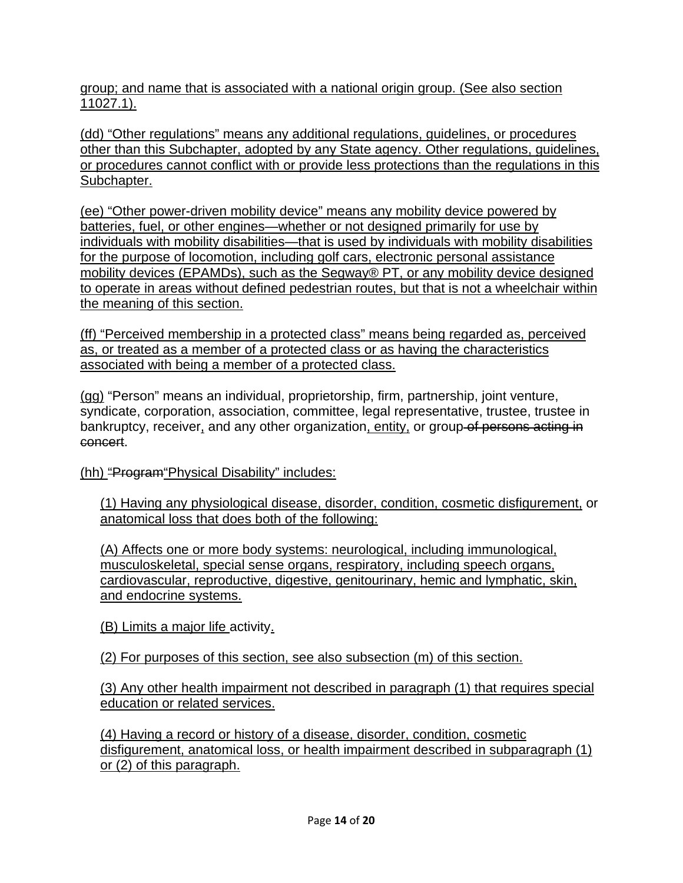group; and name that is associated with a national origin group. (See also section 11027.1).

(dd) "Other regulations" means any additional regulations, guidelines, or procedures other than this Subchapter, adopted by any State agency. Other regulations, guidelines, or procedures cannot conflict with or provide less protections than the regulations in this Subchapter.

(ee) "Other power-driven mobility device" means any mobility device powered by batteries, fuel, or other engines—whether or not designed primarily for use by individuals with mobility disabilities—that is used by individuals with mobility disabilities for the purpose of locomotion, including golf cars, electronic personal assistance mobility devices (EPAMDs), such as the Segway® PT, or any mobility device designed to operate in areas without defined pedestrian routes, but that is not a wheelchair within the meaning of this section.

(ff) "Perceived membership in a protected class" means being regarded as, perceived as, or treated as a member of a protected class or as having the characteristics associated with being a member of a protected class.

(gg) "Person" means an individual, proprietorship, firm, partnership, joint venture, syndicate, corporation, association, committee, legal representative, trustee, trustee in bankruptcy, receiver, and any other organization, entity, or group ~~of persons acting in concert~~.

(hh) ~~"Program~~"Physical Disability" includes:

(1) Having any physiological disease, disorder, condition, cosmetic disfigurement, or anatomical loss that does both of the following:

(A) Affects one or more body systems: neurological, including immunological, musculoskeletal, special sense organs, respiratory, including speech organs, cardiovascular, reproductive, digestive, genitourinary, hemic and lymphatic, skin, and endocrine systems.

(B) Limits a major life activity.

(2) For purposes of this section, see also subsection (m) of this section.

(3) Any other health impairment not described in paragraph (1) that requires special education or related services.

(4) Having a record or history of a disease, disorder, condition, cosmetic disfigurement, anatomical loss, or health impairment described in subparagraph (1) or (2) of this paragraph.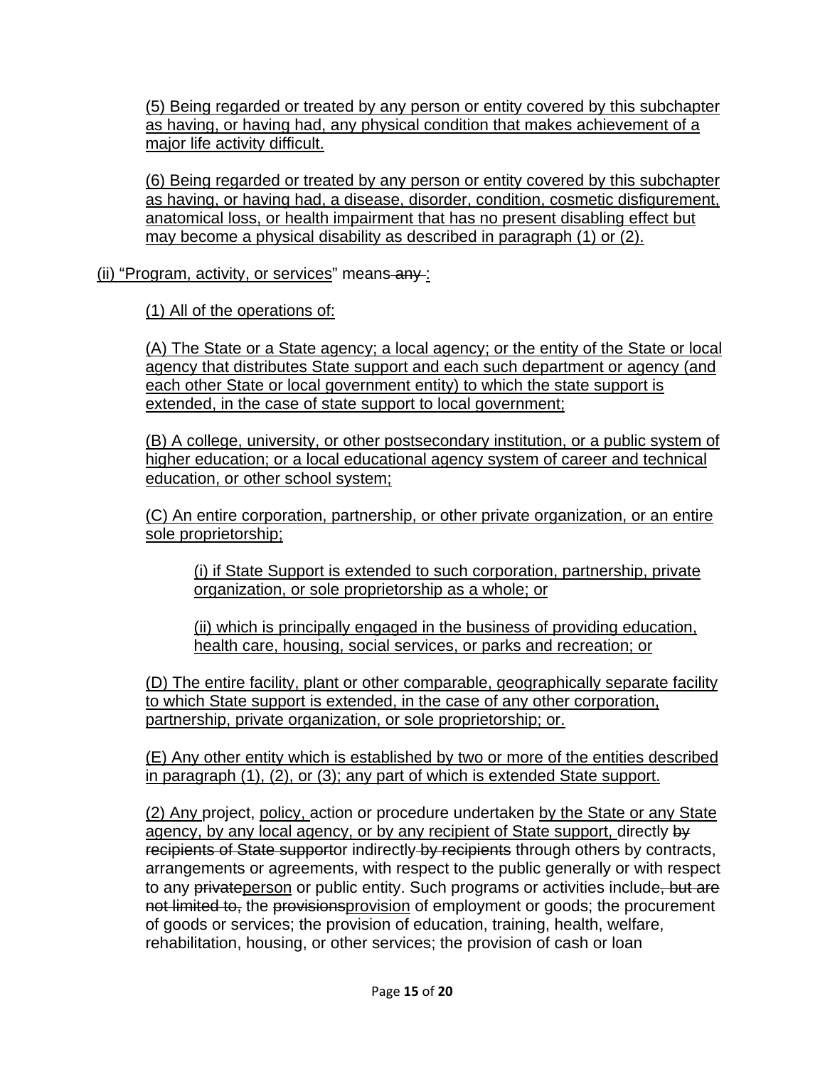(5) Being regarded or treated by any person or entity covered by this subchapter as having, or having had, any physical condition that makes achievement of a major life activity difficult.

(6) Being regarded or treated by any person or entity covered by this subchapter as having, or having had, a disease, disorder, condition, cosmetic disfigurement, anatomical loss, or health impairment that has no present disabling effect but may become a physical disability as described in paragraph (1) or (2).

(ii) “Program, activity, or services” means ~~any~~ :

(1) All of the operations of:

(A) The State or a State agency; a local agency; or the entity of the State or local agency that distributes State support and each such department or agency (and each other State or local government entity) to which the state support is extended, in the case of state support to local government;

(B) A college, university, or other postsecondary institution, or a public system of higher education; or a local educational agency system of career and technical education, or other school system;

(C) An entire corporation, partnership, or other private organization, or an entire sole proprietorship;

(i) if State Support is extended to such corporation, partnership, private organization, or sole proprietorship as a whole; or

(ii) which is principally engaged in the business of providing education, health care, housing, social services, or parks and recreation; or

(D) The entire facility, plant or other comparable, geographically separate facility to which State support is extended, in the case of any other corporation, partnership, private organization, or sole proprietorship; or.

(E) Any other entity which is established by two or more of the entities described in paragraph (1), (2), or (3); any part of which is extended State support.

(2) Any project, policy, action or procedure undertaken by the State or any State agency, by any local agency, or by any recipient of State support, directly ~~by recipients of State support~~or indirectly ~~by recipients~~ through others by contracts, arrangements or agreements, with respect to the public generally or with respect to any ~~private~~person or public entity. Such programs or activities include~~, but are not limited to,~~ the ~~provisions~~provision of employment or goods; the procurement of goods or services; the provision of education, training, health, welfare, rehabilitation, housing, or other services; the provision of cash or loan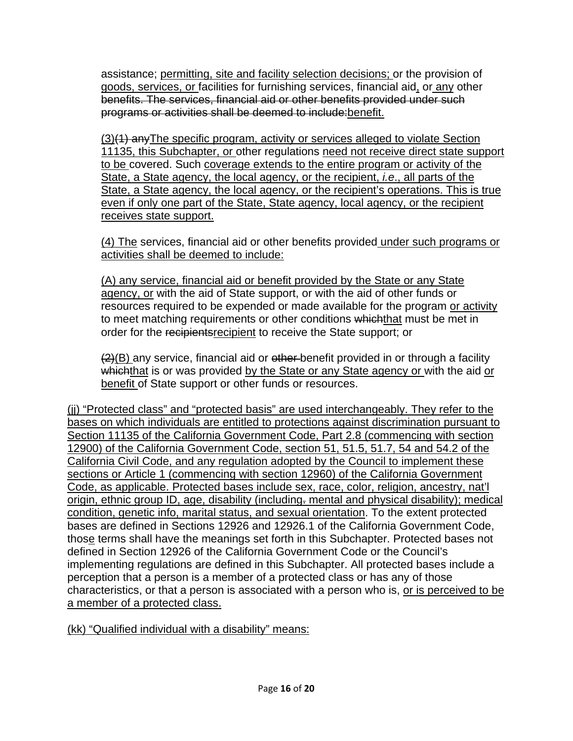assistance; permitting, site and facility selection decisions; or the provision of goods, services, or facilities for furnishing services, financial aid, or any other benefits. The services, financial aid or other benefits provided under such programs or activities shall be deemed to include:benefit.

(3)(1) anyThe specific program, activity or services alleged to violate Section 11135, this Subchapter, or other regulations need not receive direct state support to be covered. Such coverage extends to the entire program or activity of the State, a State agency, the local agency, or the recipient, *i.e*., all parts of the State, a State agency, the local agency, or the recipient's operations. This is true even if only one part of the State, State agency, local agency, or the recipient receives state support.

(4) The services, financial aid or other benefits provided under such programs or activities shall be deemed to include:

(A) any service, financial aid or benefit provided by the State or any State agency, or with the aid of State support, or with the aid of other funds or resources required to be expended or made available for the program or activity to meet matching requirements or other conditions whichthat must be met in order for the recipientsrecipient to receive the State support; or

(2)(B) any service, financial aid or other benefit provided in or through a facility whichthat is or was provided by the State or any State agency or with the aid or benefit of State support or other funds or resources.

(jj) "Protected class" and "protected basis" are used interchangeably. They refer to the bases on which individuals are entitled to protections against discrimination pursuant to Section 11135 of the California Government Code, Part 2.8 (commencing with section 12900) of the California Government Code, section 51, 51.5, 51.7, 54 and 54.2 of the California Civil Code, and any regulation adopted by the Council to implement these sections or Article 1 (commencing with section 12960) of the California Government Code, as applicable. Protected bases include sex, race, color, religion, ancestry, nat'l origin, ethnic group ID, age, disability (including. mental and physical disability); medical condition, genetic info, marital status, and sexual orientation. To the extent protected bases are defined in Sections 12926 and 12926.1 of the California Government Code, those terms shall have the meanings set forth in this Subchapter. Protected bases not defined in Section 12926 of the California Government Code or the Council's implementing regulations are defined in this Subchapter. All protected bases include a perception that a person is a member of a protected class or has any of those characteristics, or that a person is associated with a person who is, or is perceived to be a member of a protected class.

(kk) "Qualified individual with a disability" means: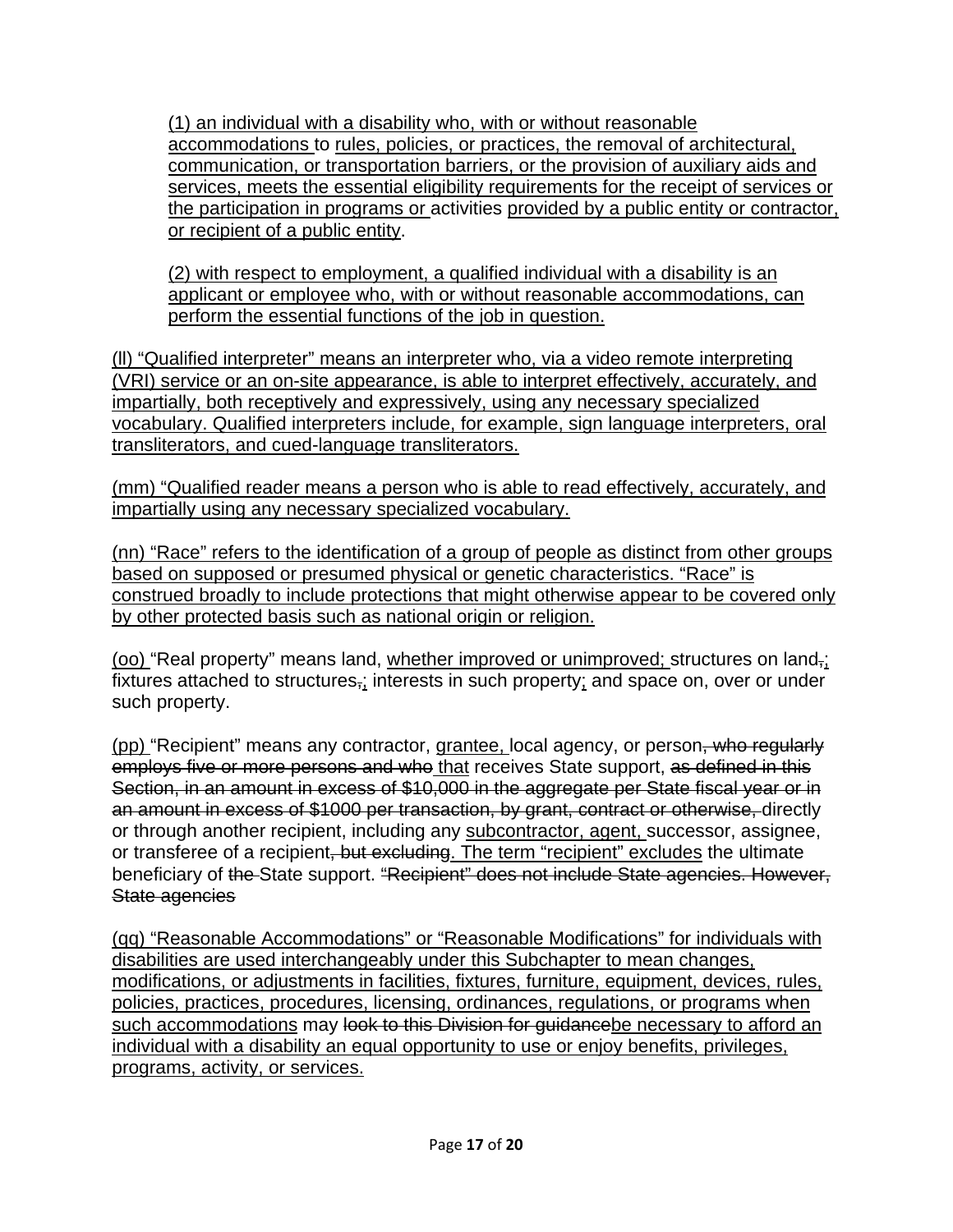(1) an individual with a disability who, with or without reasonable accommodations to rules, policies, or practices, the removal of architectural, communication, or transportation barriers, or the provision of auxiliary aids and services, meets the essential eligibility requirements for the receipt of services or the participation in programs or activities provided by a public entity or contractor, or recipient of a public entity.

(2) with respect to employment, a qualified individual with a disability is an applicant or employee who, with or without reasonable accommodations, can perform the essential functions of the job in question.

(ll) "Qualified interpreter" means an interpreter who, via a video remote interpreting (VRI) service or an on-site appearance, is able to interpret effectively, accurately, and impartially, both receptively and expressively, using any necessary specialized vocabulary. Qualified interpreters include, for example, sign language interpreters, oral transliterators, and cued-language transliterators.

(mm) "Qualified reader means a person who is able to read effectively, accurately, and impartially using any necessary specialized vocabulary.

(nn) "Race" refers to the identification of a group of people as distinct from other groups based on supposed or presumed physical or genetic characteristics. "Race" is construed broadly to include protections that might otherwise appear to be covered only by other protected basis such as national origin or religion.

(oo) "Real property" means land, whether improved or unimproved; structures on land~~,~~; fixtures attached to structures~~,~~; interests in such property; and space on, over or under such property.

(pp) "Recipient" means any contractor, grantee, local agency, or person~~, who regularly employs five or more persons and who~~ that receives State support, ~~as defined in this Section, in an amount in excess of $10,000 in the aggregate per State fiscal year or in an amount in excess of $1000 per transaction, by grant, contract or otherwise,~~ directly or through another recipient, including any subcontractor, agent, successor, assignee, or transferee of a recipient~~, but excluding~~. The term "recipient" excludes the ultimate beneficiary of ~~the~~ State support. ~~"Recipient" does not include State agencies. However, State agencies~~

(qq) "Reasonable Accommodations" or "Reasonable Modifications" for individuals with disabilities are used interchangeably under this Subchapter to mean changes, modifications, or adjustments in facilities, fixtures, furniture, equipment, devices, rules, policies, practices, procedures, licensing, ordinances, regulations, or programs when such accommodations may ~~look to this Division for guidance~~be necessary to afford an individual with a disability an equal opportunity to use or enjoy benefits, privileges, programs, activity, or services.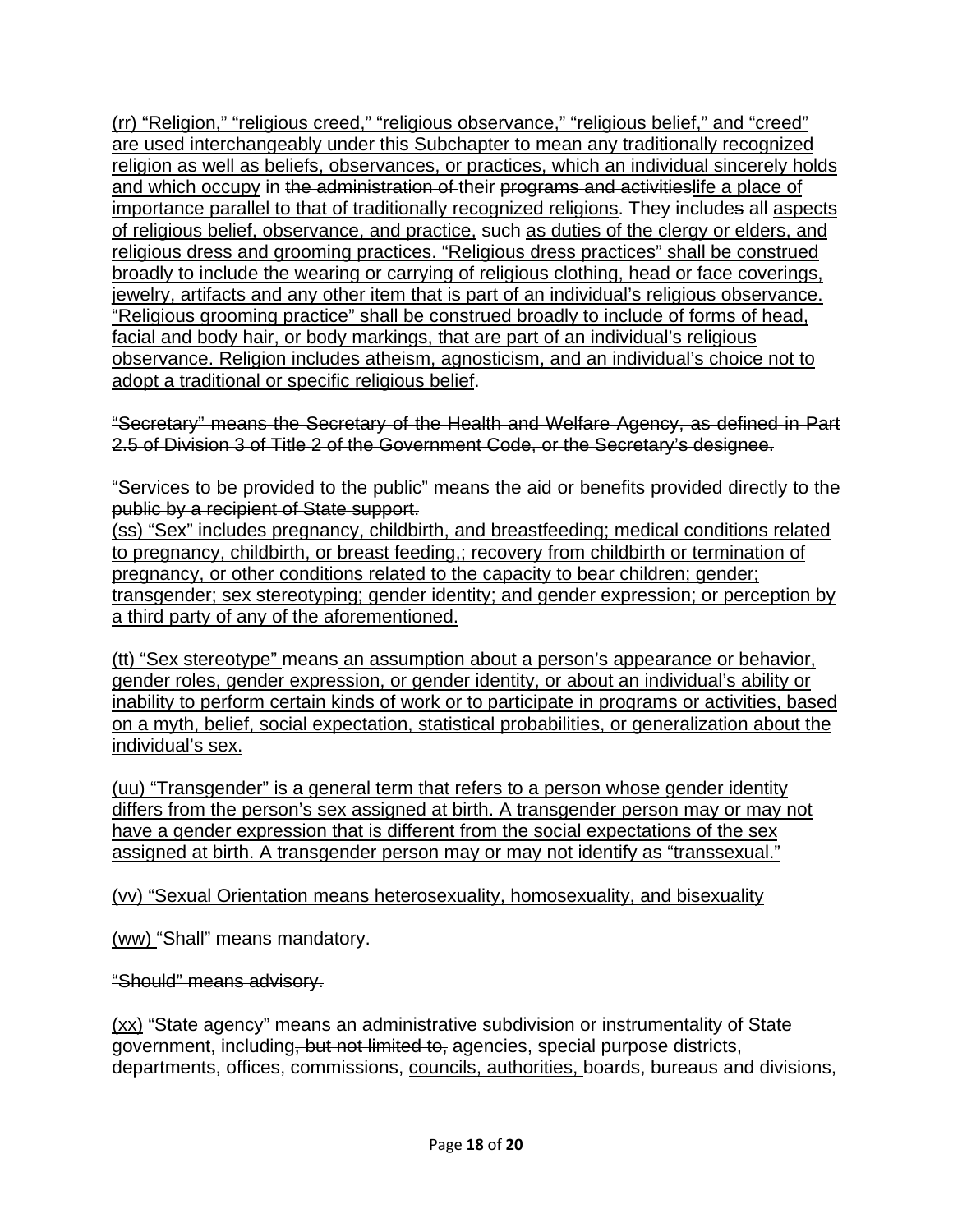(rr) “Religion,” “religious creed,” “religious observance,” “religious belief,” and “creed” are used interchangeably under this Subchapter to mean any traditionally recognized religion as well as beliefs, observances, or practices, which an individual sincerely holds and which occupy in ~~the administration of~~ their ~~programs and activities~~life a place of importance parallel to that of traditionally recognized religions. They include~~s~~ all aspects of religious belief, observance, and practice, such as duties of the clergy or elders, and religious dress and grooming practices. “Religious dress practices” shall be construed broadly to include the wearing or carrying of religious clothing, head or face coverings, jewelry, artifacts and any other item that is part of an individual’s religious observance. “Religious grooming practice” shall be construed broadly to include of forms of head, facial and body hair, or body markings, that are part of an individual’s religious observance. Religion includes atheism, agnosticism, and an individual’s choice not to adopt a traditional or specific religious belief.

~~“Secretary” means the Secretary of the Health and Welfare Agency, as defined in Part 2.5 of Division 3 of Title 2 of the Government Code, or the Secretary’s designee.~~

~~“Services to be provided to the public” means the aid or benefits provided directly to the public by a recipient of State support.~~

(ss) “Sex” includes pregnancy, childbirth, and breastfeeding; medical conditions related to pregnancy, childbirth, or breast feeding,~~;~~ recovery from childbirth or termination of pregnancy, or other conditions related to the capacity to bear children; gender; transgender; sex stereotyping; gender identity; and gender expression; or perception by a third party of any of the aforementioned.

(tt) “Sex stereotype” means an assumption about a person’s appearance or behavior, gender roles, gender expression, or gender identity, or about an individual’s ability or inability to perform certain kinds of work or to participate in programs or activities, based on a myth, belief, social expectation, statistical probabilities, or generalization about the individual’s sex.

(uu) “Transgender” is a general term that refers to a person whose gender identity differs from the person’s sex assigned at birth. A transgender person may or may not have a gender expression that is different from the social expectations of the sex assigned at birth. A transgender person may or may not identify as “transsexual.”

(vv) “Sexual Orientation means heterosexuality, homosexuality, and bisexuality

(ww) “Shall” means mandatory.

~~“Should” means advisory.~~

(xx) “State agency” means an administrative subdivision or instrumentality of State government, including~~, but not limited to,~~ agencies, special purpose districts, departments, offices, commissions, councils, authorities, boards, bureaus and divisions,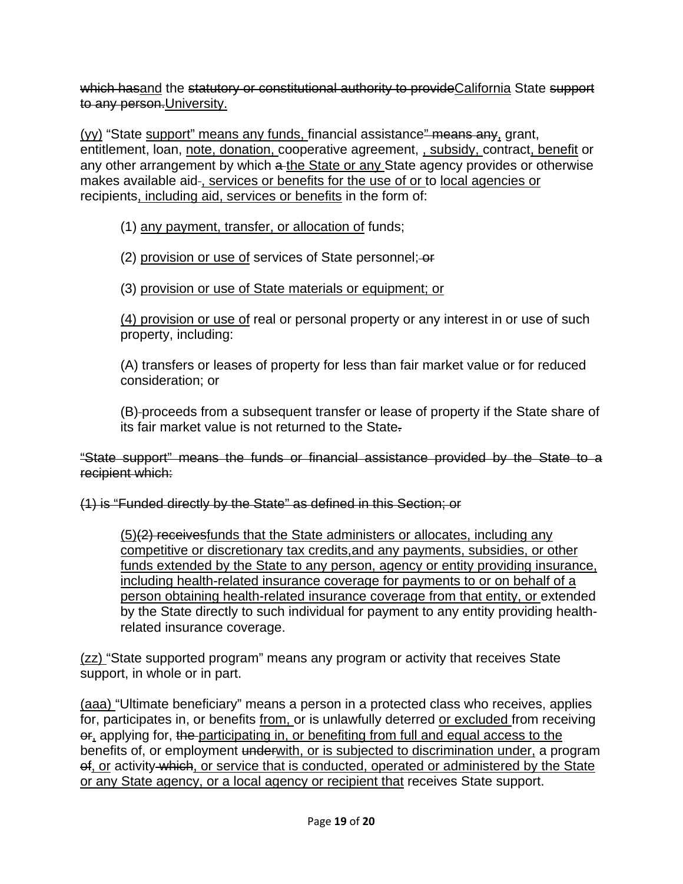~~which has~~<u>and</u> the ~~statutory or constitutional authority to provide~~<u>California</u> State ~~support to any person.~~<u>University.</u>

<u>(yy)</u> “State <u>support” means any funds,</u> financial assistance~~” means any~~<u>,</u> grant, entitlement, loan, <u>note, donation,</u> cooperative agreement, <u>, subsidy,</u> contract<u>, benefit</u> or any other arrangement by which ~~a~~ <u>the State or any</u> State agency provides or otherwise makes available aid~~.~~<u>, services or benefits for the use of or</u> to <u>local agencies or</u> recipients<u>, including aid, services or benefits</u> in the form of:

> (1) <u>any payment, transfer, or allocation of</u> funds;
>
> (2) <u>provision or use of</u> services of State personnel;~~ or~~
>
> (3) <u>provision or use of State materials or equipment; or</u>
>
> <u>(4) provision or use of</u> real or personal property or any interest in or use of such property, including:
>
> (A) transfers or leases of property for less than fair market value or for reduced consideration; or
>
> (B) proceeds from a subsequent transfer or lease of property if the State share of its fair market value is not returned to the State~~.~~

~~“State support” means the funds or financial assistance provided by the State to a recipient which:~~

~~(1) is “Funded directly by the State” as defined in this Section; or~~

> <u>(5)</u>~~(2) receives~~<u>funds that the State administers or allocates, including any competitive or discretionary tax credits,and any payments, subsidies, or other funds extended by the State to any person, agency or entity providing insurance, including health-related insurance coverage for payments to or on behalf of a person obtaining health-related insurance coverage from that entity, or</u> extended by the State directly to such individual for payment to any entity providing health-related insurance coverage.

<u>(zz)</u> “State supported program” means any program or activity that receives State support, in whole or in part.

<u>(aaa)</u> “Ultimate beneficiary” means a person in a protected class who receives, applies for, participates in, or benefits <u>from,</u> or is unlawfully deterred <u>or excluded</u> from receiving ~~or~~<u>,</u> applying for, ~~the~~ <u>participating in, or benefiting from full and equal access to the</u> benefits of, or employment ~~under~~<u>with, or is subjected to discrimination under,</u> a program ~~of~~<u>, or</u> activity~~ which~~<u>, or service that is conducted, operated or administered by the State or any State agency, or a local agency or recipient that</u> receives State support.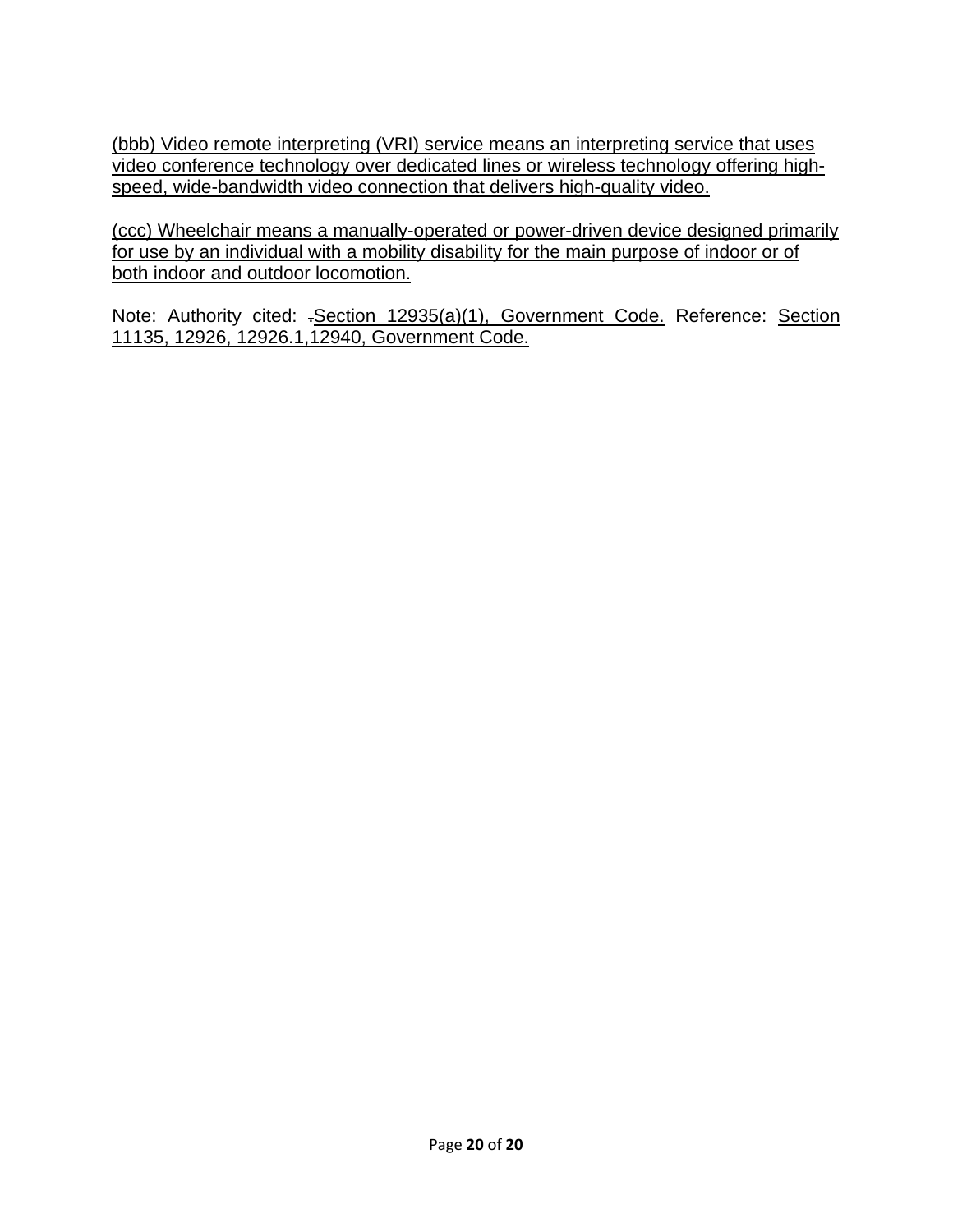(bbb) Video remote interpreting (VRI) service means an interpreting service that uses video conference technology over dedicated lines or wireless technology offering high-speed, wide-bandwidth video connection that delivers high-quality video.

(ccc) Wheelchair means a manually-operated or power-driven device designed primarily for use by an individual with a mobility disability for the main purpose of indoor or of both indoor and outdoor locomotion.

Note: Authority cited: ,Section 12935(a)(1), Government Code. Reference: Section 11135, 12926, 12926.1,12940, Government Code.